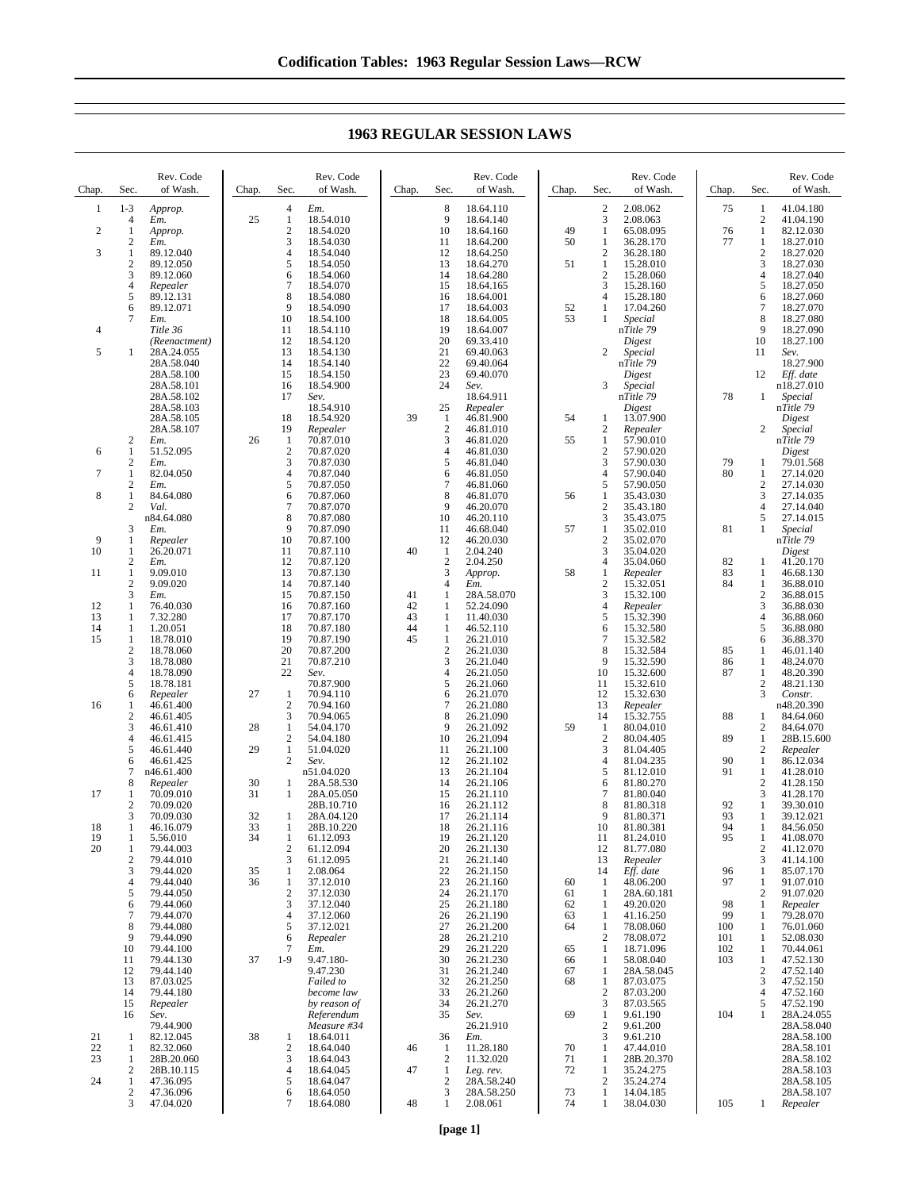# 1963 REGULAR SESSION LAWS

| Chap. | Sec. | Rev. Code of Wash. |
|---|---|---|
| 1 | 1-3 | *Approp.* |
| | 4 | *Em.* |
| 2 | 1 | *Approp.* |
| | 2 | *Em.* |
| 3 | 1 | 89.12.040 |
| | 2 | 89.12.050 |
| | 3 | 89.12.060 |
| | 4 | *Repealer* |
| | 5 | 89.12.131 |
| | 6 | 89.12.071 |
| | 7 | *Em.* |
| 4 | | *Title 36 (Reenactment)* |
| 5 | 1 | 28A.24.055 |
| | | 28A.58.040 |
| | | 28A.58.100 |
| | | 28A.58.101 |
| | | 28A.58.102 |
| | | 28A.58.103 |
| | | 28A.58.105 |
| | | 28A.58.107 |
| | 2 | *Em.* |
| 6 | 1 | 51.52.095 |
| | 2 | *Em.* |
| 7 | 1 | 82.04.050 |
| | 2 | *Em.* |
| 8 | 1 | 84.64.080 |
| | 2 | *Val.* |
| | | n84.64.080 |
| | 3 | *Em.* |
| 9 | 1 | *Repealer* |
| 10 | 1 | 26.20.071 |
| | 2 | *Em.* |
| 11 | 1 | 9.09.010 |
| | 2 | 9.09.020 |
| | 3 | *Em.* |
| 12 | 1 | 76.40.030 |
| 13 | 1 | 7.32.280 |
| 14 | 1 | 1.20.051 |
| 15 | 1 | 18.78.010 |
| | 2 | 18.78.060 |
| | 3 | 18.78.080 |
| | 4 | 18.78.090 |
| | 5 | 18.78.181 |
| | 6 | *Repealer* |
| 16 | 1 | 46.61.400 |
| | 2 | 46.61.405 |
| | 3 | 46.61.410 |
| | 4 | 46.61.415 |
| | 5 | 46.61.440 |
| | 6 | 46.61.425 |
| | 7 | n46.61.400 |
| | 8 | *Repealer* |
| 17 | 1 | 70.09.010 |
| | 2 | 70.09.020 |
| | 3 | 70.09.030 |
| 18 | 1 | 46.16.079 |
| 19 | 1 | 5.56.010 |
| 20 | 1 | 79.44.003 |
| | 2 | 79.44.010 |
| | 3 | 79.44.020 |
| | 4 | 79.44.040 |
| | 5 | 79.44.050 |
| | 6 | 79.44.060 |
| | 7 | 79.44.070 |
| | 8 | 79.44.080 |
| | 9 | 79.44.090 |
| | 10 | 79.44.100 |
| | 11 | 79.44.130 |
| | 12 | 79.44.140 |
| | 13 | 87.03.025 |
| | 14 | 79.44.180 |
| | 15 | *Repealer* |
| | 16 | *Sev.* |
| | | 79.44.900 |
| 21 | 1 | 82.12.045 |
| 22 | 1 | 82.32.060 |
| 23 | 1 | 28B.20.060 |
| | 2 | 28B.10.115 |
| 24 | 1 | 47.36.095 |
| | 2 | 47.36.096 |
| | 3 | 47.04.020 |
| | 4 | *Em.* |
| 25 | 1 | 18.54.010 |
| | 2 | 18.54.020 |
| | 3 | 18.54.030 |
| | 4 | 18.54.040 |
| | 5 | 18.54.050 |
| | 6 | 18.54.060 |
| | 7 | 18.54.070 |
| | 8 | 18.54.080 |
| | 9 | 18.54.090 |
| | 10 | 18.54.100 |
| | 11 | 18.54.110 |
| | 12 | 18.54.120 |
| | 13 | 18.54.130 |
| | 14 | 18.54.140 |
| | 15 | 18.54.150 |
| | 16 | 18.54.900 |
| | 17 | *Sev.* |
| | | 18.54.910 |
| | 18 | 18.54.920 |
| | 19 | *Repealer* |
| 26 | 1 | 70.87.010 |
| | 2 | 70.87.020 |
| | 3 | 70.87.030 |
| | 4 | 70.87.040 |
| | 5 | 70.87.050 |
| | 6 | 70.87.060 |
| | 7 | 70.87.070 |
| | 8 | 70.87.080 |
| | 9 | 70.87.090 |
| | 10 | 70.87.100 |
| | 11 | 70.87.110 |
| | 12 | 70.87.120 |
| | 13 | 70.87.130 |
| | 14 | 70.87.140 |
| | 15 | 70.87.150 |
| | 16 | 70.87.160 |
| | 17 | 70.87.170 |
| | 18 | 70.87.180 |
| | 19 | 70.87.190 |
| | 20 | 70.87.200 |
| | 21 | 70.87.210 |
| | 22 | *Sev.* |
| | | 70.87.900 |
| 27 | 1 | 70.94.110 |
| | 2 | 70.94.160 |
| | 3 | 70.94.065 |
| 28 | 1 | 54.04.170 |
| | 2 | 54.04.180 |
| 29 | 1 | 51.04.020 |
| | 2 | *Sev.* |
| | | n51.04.020 |
| 30 | 1 | 28A.58.530 |
| 31 | 1 | 28A.05.050 |
| | | 28B.10.710 |
| 32 | 1 | 28A.04.120 |
| 33 | 1 | 28B.10.220 |
| 34 | 1 | 61.12.093 |
| | 2 | 61.12.094 |
| | 3 | 61.12.095 |
| 35 | 1 | 2.08.064 |
| 36 | 1 | 37.12.010 |
| | 2 | 37.12.030 |
| | 3 | 37.12.040 |
| | 4 | 37.12.060 |
| | 5 | 37.12.021 |
| | 6 | *Repealer* |
| | 7 | *Em.* |
| 37 | 1-9 | 9.47.180- |
| | | 9.47.230 |
| | | *Failed to become law by reason of Referendum Measure #34* |
| 38 | 1 | 18.64.011 |
| | 2 | 18.64.040 |
| | 3 | 18.64.043 |
| | 4 | 18.64.045 |
| | 5 | 18.64.047 |
| | 6 | 18.64.050 |
| | 7 | 18.64.080 |
| | 8 | 18.64.110 |
| | 9 | 18.64.140 |
| | 10 | 18.64.160 |
| | 11 | 18.64.200 |
| | 12 | 18.64.250 |
| | 13 | 18.64.270 |
| | 14 | 18.64.280 |
| | 15 | 18.64.165 |
| | 16 | 18.64.001 |
| | 17 | 18.64.003 |
| | 18 | 18.64.005 |
| | 19 | 18.64.007 |
| | 20 | 69.33.410 |
| | 21 | 69.40.063 |
| | 22 | 69.40.064 |
| | 23 | 69.40.070 |
| | 24 | *Sev.* |
| | | 18.64.911 |
| | 25 | *Repealer* |
| 39 | 1 | 46.81.900 |
| | 2 | 46.81.010 |
| | 3 | 46.81.020 |
| | 4 | 46.81.030 |
| | 5 | 46.81.040 |
| | 6 | 46.81.050 |
| | 7 | 46.81.060 |
| | 8 | 46.81.070 |
| | 9 | 46.20.070 |
| | 10 | 46.20.110 |
| | 11 | 46.68.040 |
| | 12 | 46.20.030 |
| 40 | 1 | 2.04.240 |
| | 2 | 2.04.250 |
| | 3 | *Approp.* |
| | 4 | *Em.* |
| 41 | 1 | 28A.58.070 |
| 42 | 1 | 52.24.090 |
| 43 | 1 | 11.40.030 |
| 44 | 1 | 46.52.110 |
| 45 | 1 | 26.21.010 |
| | 2 | 26.21.030 |
| | 3 | 26.21.040 |
| | 4 | 26.21.050 |
| | 5 | 26.21.060 |
| | 6 | 26.21.070 |
| | 7 | 26.21.080 |
| | 8 | 26.21.090 |
| | 9 | 26.21.092 |
| | 10 | 26.21.094 |
| | 11 | 26.21.100 |
| | 12 | 26.21.102 |
| | 13 | 26.21.104 |
| | 14 | 26.21.106 |
| | 15 | 26.21.110 |
| | 16 | 26.21.112 |
| | 17 | 26.21.114 |
| | 18 | 26.21.116 |
| | 19 | 26.21.120 |
| | 20 | 26.21.130 |
| | 21 | 26.21.140 |
| | 22 | 26.21.150 |
| | 23 | 26.21.160 |
| | 24 | 26.21.170 |
| | 25 | 26.21.180 |
| | 26 | 26.21.190 |
| | 27 | 26.21.200 |
| | 28 | 26.21.210 |
| | 29 | 26.21.220 |
| | 30 | 26.21.230 |
| | 31 | 26.21.240 |
| | 32 | 26.21.250 |
| | 33 | 26.21.260 |
| | 34 | 26.21.270 |
| | 35 | *Sev.* |
| | | 26.21.910 |
| | 36 | *Em.* |
| 46 | 1 | 11.28.180 |
| | 2 | 11.32.020 |
| 47 | 1 | *Leg. rev.* |
| | 2 | 28A.58.240 |
| | 3 | 28A.58.250 |
| 48 | 1 | 2.08.061 |
| | 2 | 2.08.062 |
| | 3 | 2.08.063 |
| 49 | 1 | 65.08.095 |
| 50 | 1 | 36.28.170 |
| | 2 | 36.28.180 |
| 51 | 1 | 15.28.010 |
| | 2 | 15.28.060 |
| | 3 | 15.28.160 |
| | 4 | 15.28.180 |
| 52 | 1 | 17.04.260 |
| 53 | 1 | *Special* |
| | | n*Title 79* |
| | | *Digest* |
| | 2 | *Special* |
| | | n*Title 79* |
| | | *Digest* |
| | 3 | *Special* |
| | | n*Title 79* |
| | | *Digest* |
| 54 | 1 | 13.07.900 |
| | 2 | *Repealer* |
| 55 | 1 | 57.90.010 |
| | 2 | 57.90.020 |
| | 3 | 57.90.030 |
| | 4 | 57.90.040 |
| | 5 | 57.90.050 |
| 56 | 1 | 35.43.030 |
| | 2 | 35.43.180 |
| | 3 | 35.43.075 |
| 57 | 1 | 35.02.010 |
| | 2 | 35.02.070 |
| | 3 | 35.04.020 |
| | 4 | 35.04.060 |
| 58 | 1 | *Repealer* |
| | 2 | 15.32.051 |
| | 3 | 15.32.100 |
| | 4 | *Repealer* |
| | 5 | 15.32.390 |
| | 6 | 15.32.580 |
| | 7 | 15.32.582 |
| | 8 | 15.32.584 |
| | 9 | 15.32.590 |
| | 10 | 15.32.600 |
| | 11 | 15.32.610 |
| | 12 | 15.32.630 |
| | 13 | *Repealer* |
| | 14 | 15.32.755 |
| 59 | 1 | 80.04.010 |
| | 2 | 80.04.405 |
| | 3 | 81.04.405 |
| | 4 | 81.04.235 |
| | 5 | 81.12.010 |
| | 6 | 81.80.270 |
| | 7 | 81.80.040 |
| | 8 | 81.80.318 |
| | 9 | 81.80.371 |
| | 10 | 81.80.381 |
| | 11 | 81.24.010 |
| | 12 | 81.77.080 |
| | 13 | *Repealer* |
| | 14 | *Eff. date* |
| 60 | 1 | 48.06.200 |
| 61 | 1 | 28A.60.181 |
| 62 | 1 | 49.20.020 |
| 63 | 1 | 41.16.250 |
| 64 | 1 | 78.08.060 |
| | 2 | 78.08.072 |
| 65 | 1 | 18.71.096 |
| 66 | 1 | 58.08.040 |
| 67 | 1 | 28A.58.045 |
| 68 | 1 | 87.03.075 |
| | 2 | 87.03.200 |
| | 3 | 87.03.565 |
| 69 | 1 | 9.61.190 |
| | 2 | 9.61.200 |
| | 3 | 9.61.210 |
| 70 | 1 | 47.44.010 |
| 71 | 1 | 28B.20.370 |
| 72 | 1 | 35.24.275 |
| | 2 | 35.24.274 |
| 73 | 1 | 14.04.185 |
| 74 | 1 | 38.04.030 |
| 75 | 1 | 41.04.180 |
| | 2 | 41.04.190 |
| 76 | 1 | 82.12.030 |
| 77 | 1 | 18.27.010 |
| | 2 | 18.27.020 |
| | 3 | 18.27.030 |
| | 4 | 18.27.040 |
| | 5 | 18.27.050 |
| | 6 | 18.27.060 |
| | 7 | 18.27.070 |
| | 8 | 18.27.080 |
| | 9 | 18.27.090 |
| | 10 | 18.27.100 |
| | 11 | *Sev.* |
| | | 18.27.900 |
| | 12 | *Eff. date* |
| | | n18.27.010 |
| 78 | 1 | *Special* |
| | | n*Title 79* |
| | | *Digest* |
| | 2 | *Special* |
| | | n*Title 79* |
| | | *Digest* |
| 79 | 1 | 79.01.568 |
| 80 | 1 | 27.14.020 |
| | 2 | 27.14.030 |
| | 3 | 27.14.035 |
| | 4 | 27.14.040 |
| | 5 | 27.14.015 |
| 81 | 1 | *Special* |
| | | n*Title 79* |
| | | *Digest* |
| 82 | 1 | 41.20.170 |
| 83 | 1 | 46.68.130 |
| 84 | 1 | 36.88.010 |
| | 2 | 36.88.015 |
| | 3 | 36.88.030 |
| | 4 | 36.88.060 |
| | 5 | 36.88.080 |
| | 6 | 36.88.370 |
| 85 | 1 | 46.01.140 |
| 86 | 1 | 48.24.070 |
| 87 | 1 | 48.20.390 |
| | 2 | 48.21.130 |
| | 3 | *Constr.* |
| | | n48.20.390 |
| 88 | 1 | 84.64.060 |
| | 2 | 84.64.070 |
| 89 | 1 | 28B.15.600 |
| | 2 | *Repealer* |
| 90 | 1 | 86.12.034 |
| 91 | 1 | 41.28.010 |
| | 2 | 41.28.150 |
| | 3 | 41.28.170 |
| 92 | 1 | 39.30.010 |
| 93 | 1 | 39.12.021 |
| 94 | 1 | 84.56.050 |
| 95 | 1 | 41.08.070 |
| | 2 | 41.12.070 |
| | 3 | 41.14.100 |
| 96 | 1 | 85.07.170 |
| 97 | 1 | 91.07.010 |
| | 2 | 91.07.020 |
| 98 | 1 | *Repealer* |
| 99 | 1 | 79.28.070 |
| 100 | 1 | 76.01.060 |
| 101 | 1 | 52.08.030 |
| 102 | 1 | 70.44.061 |
| 103 | 1 | 47.52.130 |
| | 2 | 47.52.140 |
| | 3 | 47.52.150 |
| | 4 | 47.52.160 |
| | 5 | 47.52.190 |
| 104 | 1 | 28A.24.055 |
| | | 28A.58.040 |
| | | 28A.58.100 |
| | | 28A.58.101 |
| | | 28A.58.102 |
| | | 28A.58.103 |
| | | 28A.58.105 |
| | | 28A.58.107 |
| 105 | 1 | *Repealer* |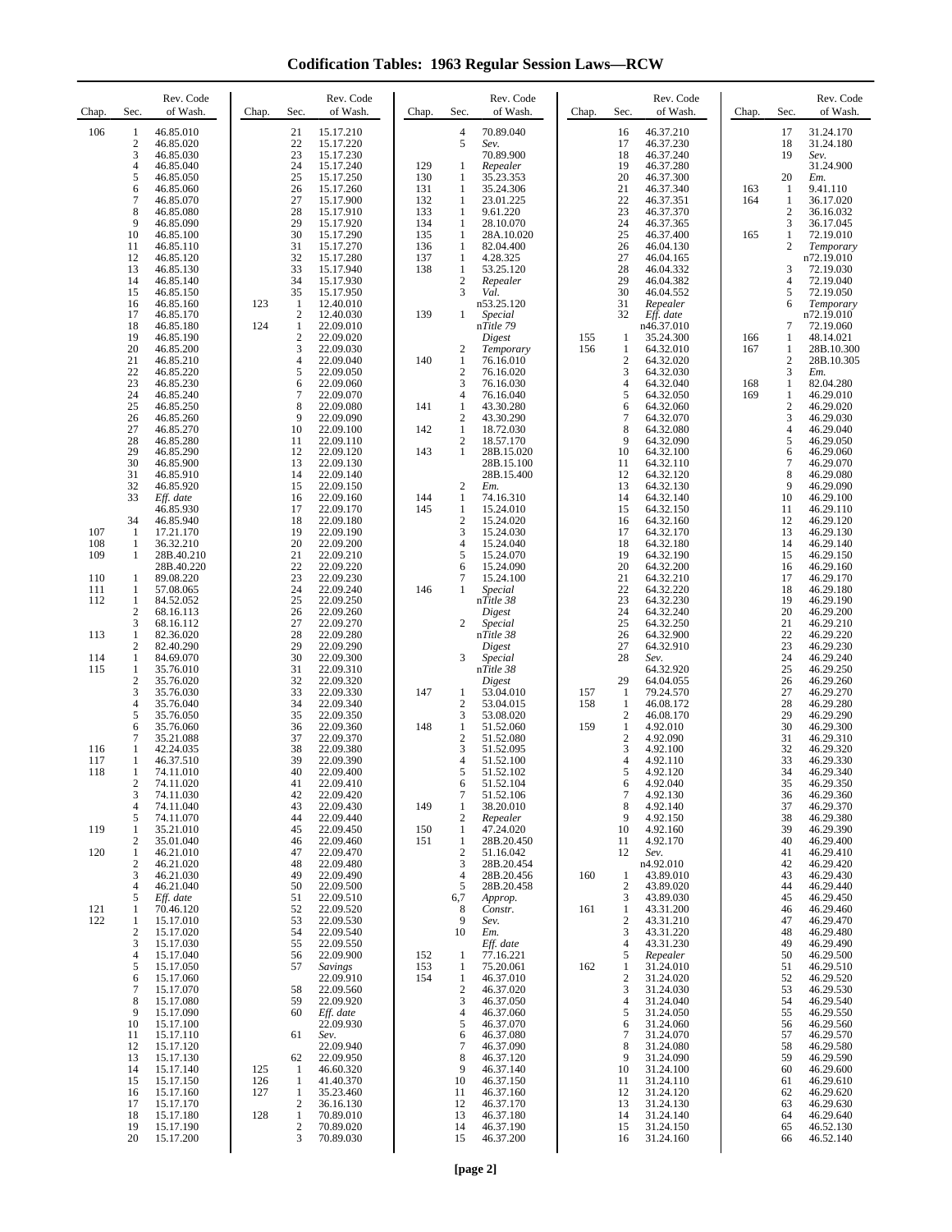# Codification Tables: 1963 Regular Session Laws—RCW

| Chap. | Sec. | Rev. Code of Wash. |
|---|---|---|
| 106 | 1 | 46.85.010 |
| | 2 | 46.85.020 |
| | 3 | 46.85.030 |
| | 4 | 46.85.040 |
| | 5 | 46.85.050 |
| | 6 | 46.85.060 |
| | 7 | 46.85.070 |
| | 8 | 46.85.080 |
| | 9 | 46.85.090 |
| | 10 | 46.85.100 |
| | 11 | 46.85.110 |
| | 12 | 46.85.120 |
| | 13 | 46.85.130 |
| | 14 | 46.85.140 |
| | 15 | 46.85.150 |
| | 16 | 46.85.160 |
| | 17 | 46.85.170 |
| | 18 | 46.85.180 |
| | 19 | 46.85.190 |
| | 20 | 46.85.200 |
| | 21 | 46.85.210 |
| | 22 | 46.85.220 |
| | 23 | 46.85.230 |
| | 24 | 46.85.240 |
| | 25 | 46.85.250 |
| | 26 | 46.85.260 |
| | 27 | 46.85.270 |
| | 28 | 46.85.280 |
| | 29 | 46.85.290 |
| | 30 | 46.85.900 |
| | 31 | 46.85.910 |
| | 32 | 46.85.920 |
| | 33 | *Eff. date* 46.85.930 |
| | 34 | 46.85.940 |
| 107 | 1 | 17.21.170 |
| 108 | 1 | 36.32.210 |
| 109 | 1 | 28B.40.210 28B.40.220 |
| 110 | 1 | 89.08.220 |
| 111 | 1 | 57.08.065 |
| 112 | 1 | 84.52.052 |
| | 2 | 68.16.113 |
| | 3 | 68.16.112 |
| 113 | 1 | 82.36.020 |
| | 2 | 82.40.290 |
| 114 | 1 | 84.69.070 |
| 115 | 1 | 35.76.010 |
| | 2 | 35.76.020 |
| | 3 | 35.76.030 |
| | 4 | 35.76.040 |
| | 5 | 35.76.050 |
| | 6 | 35.76.060 |
| | 7 | 35.21.088 |
| 116 | 1 | 42.24.035 |
| 117 | 1 | 46.37.510 |
| 118 | 1 | 74.11.010 |
| | 2 | 74.11.020 |
| | 3 | 74.11.030 |
| | 4 | 74.11.040 |
| | 5 | 74.11.070 |
| 119 | 1 | 35.21.010 |
| | 2 | 35.01.040 |
| 120 | 1 | 46.21.010 |
| | 2 | 46.21.020 |
| | 3 | 46.21.030 |
| | 4 | 46.21.040 |
| | 5 | *Eff. date* |
| 121 | 1 | 70.46.120 |
| 122 | 1 | 15.17.010 |
| | 2 | 15.17.020 |
| | 3 | 15.17.030 |
| | 4 | 15.17.040 |
| | 5 | 15.17.050 |
| | 6 | 15.17.060 |
| | 7 | 15.17.070 |
| | 8 | 15.17.080 |
| | 9 | 15.17.090 |
| | 10 | 15.17.100 |
| | 11 | 15.17.110 |
| | 12 | 15.17.120 |
| | 13 | 15.17.130 |
| | 14 | 15.17.140 |
| | 15 | 15.17.150 |
| | 16 | 15.17.160 |
| | 17 | 15.17.170 |
| | 18 | 15.17.180 |
| | 19 | 15.17.190 |
| | 20 | 15.17.200 |
| | 21 | 15.17.210 |
| | 22 | 15.17.220 |
| | 23 | 15.17.230 |
| | 24 | 15.17.240 |
| | 25 | 15.17.250 |
| | 26 | 15.17.260 |
| | 27 | 15.17.900 |
| | 28 | 15.17.910 |
| | 29 | 15.17.920 |
| | 30 | 15.17.290 |
| | 31 | 15.17.270 |
| | 32 | 15.17.280 |
| | 33 | 15.17.940 |
| | 34 | 15.17.930 |
| | 35 | 15.17.950 |
| 123 | 1 | 12.40.010 |
| | 2 | 12.40.030 |
| 124 | 1 | 22.09.010 |
| | 2 | 22.09.020 |
| | 3 | 22.09.030 |
| | 4 | 22.09.040 |
| | 5 | 22.09.050 |
| | 6 | 22.09.060 |
| | 7 | 22.09.070 |
| | 8 | 22.09.080 |
| | 9 | 22.09.090 |
| | 10 | 22.09.100 |
| | 11 | 22.09.110 |
| | 12 | 22.09.120 |
| | 13 | 22.09.130 |
| | 14 | 22.09.140 |
| | 15 | 22.09.150 |
| | 16 | 22.09.160 |
| | 17 | 22.09.170 |
| | 18 | 22.09.180 |
| | 19 | 22.09.190 |
| | 20 | 22.09.200 |
| | 21 | 22.09.210 |
| | 22 | 22.09.220 |
| | 23 | 22.09.230 |
| | 24 | 22.09.240 |
| | 25 | 22.09.250 |
| | 26 | 22.09.260 |
| | 27 | 22.09.270 |
| | 28 | 22.09.280 |
| | 29 | 22.09.290 |
| | 30 | 22.09.300 |
| | 31 | 22.09.310 |
| | 32 | 22.09.320 |
| | 33 | 22.09.330 |
| | 34 | 22.09.340 |
| | 35 | 22.09.350 |
| | 36 | 22.09.360 |
| | 37 | 22.09.370 |
| | 38 | 22.09.380 |
| | 39 | 22.09.390 |
| | 40 | 22.09.400 |
| | 41 | 22.09.410 |
| | 42 | 22.09.420 |
| | 43 | 22.09.430 |
| | 44 | 22.09.440 |
| | 45 | 22.09.450 |
| | 46 | 22.09.460 |
| | 47 | 22.09.470 |
| | 48 | 22.09.480 |
| | 49 | 22.09.490 |
| | 50 | 22.09.500 |
| | 51 | 22.09.510 |
| | 52 | 22.09.520 |
| | 53 | 22.09.530 |
| | 54 | 22.09.540 |
| | 55 | 22.09.550 |
| | 56 | 22.09.900 |
| | 57 | *Savings* 22.09.910 |
| | 58 | 22.09.560 |
| | 59 | 22.09.920 |
| | 60 | *Eff. date* 22.09.930 |
| | 61 | *Sev.* 22.09.940 |
| | 62 | 22.09.950 |
| 125 | 1 | 46.60.320 |
| 126 | 1 | 41.40.370 |
| 127 | 1 | 35.23.460 |
| | 2 | 36.16.130 |
| 128 | 1 | 70.89.010 |
| | 2 | 70.89.020 |
| | 3 | 70.89.030 |
| | 4 | 70.89.040 |
| | 5 | *Sev.* 70.89.900 |
| 129 | 1 | *Repealer* |
| 130 | 1 | 35.23.353 |
| 131 | 1 | 35.24.306 |
| 132 | 1 | 23.01.225 |
| 133 | 1 | 9.61.220 |
| 134 | 1 | 28.10.070 |
| 135 | 1 | 28A.10.020 |
| 136 | 1 | 82.04.400 |
| 137 | 1 | 4.28.325 |
| 138 | 1 | 53.25.120 |
| | 2 | *Repealer* |
| | 3 | *Val.* n53.25.120 |
| 139 | 1 | *Special* n*Title 79* *Digest* |
| | 2 | *Temporary* |
| 140 | 1 | 76.16.010 |
| | 2 | 76.16.020 |
| | 3 | 76.16.030 |
| | 4 | 76.16.040 |
| 141 | 1 | 43.30.280 |
| | 2 | 43.30.290 |
| 142 | 1 | 18.72.030 |
| | 2 | 18.57.170 |
| 143 | 1 | 28B.15.020 28B.15.100 28B.15.400 |
| | 2 | *Em.* |
| 144 | 1 | 74.16.310 |
| 145 | 1 | 15.24.010 |
| | 2 | 15.24.020 |
| | 3 | 15.24.030 |
| | 4 | 15.24.040 |
| | 5 | 15.24.070 |
| | 6 | 15.24.090 |
| | 7 | 15.24.100 |
| 146 | 1 | *Special* n*Title 38* *Digest* |
| | 2 | *Special* n*Title 38* *Digest* |
| | 3 | *Special* n*Title 38* *Digest* |
| 147 | 1 | 53.04.010 |
| | 2 | 53.04.015 |
| | 3 | 53.08.020 |
| 148 | 1 | 51.52.060 |
| | 2 | 51.52.080 |
| | 3 | 51.52.095 |
| | 4 | 51.52.100 |
| | 5 | 51.52.102 |
| | 6 | 51.52.104 |
| | 7 | 51.52.106 |
| 149 | 1 | 38.20.010 |
| | 2 | *Repealer* |
| 150 | 1 | 47.24.020 |
| 151 | 1 | 28B.20.450 |
| | 2 | 51.16.042 |
| | 3 | 28B.20.454 |
| | 4 | 28B.20.456 |
| | 5 | 28B.20.458 |
| | 6,7 | *Approp.* |
| | 8 | *Constr.* |
| | 9 | *Sev.* |
| | 10 | *Em.* *Eff. date* |
| 152 | 1 | 77.16.221 |
| 153 | 1 | 75.20.061 |
| 154 | 1 | 46.37.010 |
| | 2 | 46.37.020 |
| | 3 | 46.37.050 |
| | 4 | 46.37.060 |
| | 5 | 46.37.070 |
| | 6 | 46.37.080 |
| | 7 | 46.37.090 |
| | 8 | 46.37.120 |
| | 9 | 46.37.140 |
| | 10 | 46.37.150 |
| | 11 | 46.37.160 |
| | 12 | 46.37.170 |
| | 13 | 46.37.180 |
| | 14 | 46.37.190 |
| | 15 | 46.37.200 |
| | 16 | 46.37.210 |
| | 17 | 46.37.230 |
| | 18 | 46.37.240 |
| | 19 | 46.37.280 |
| | 20 | 46.37.300 |
| | 21 | 46.37.340 |
| | 22 | 46.37.351 |
| | 23 | 46.37.370 |
| | 24 | 46.37.365 |
| | 25 | 46.37.400 |
| | 26 | 46.04.130 |
| | 27 | 46.04.165 |
| | 28 | 46.04.332 |
| | 29 | 46.04.382 |
| | 30 | 46.04.552 |
| | 31 | *Repealer* |
| | 32 | *Eff. date* n46.37.010 |
| 155 | 1 | 35.24.300 |
| 156 | 1 | 64.32.010 |
| | 2 | 64.32.020 |
| | 3 | 64.32.030 |
| | 4 | 64.32.040 |
| | 5 | 64.32.050 |
| | 6 | 64.32.060 |
| | 7 | 64.32.070 |
| | 8 | 64.32.080 |
| | 9 | 64.32.090 |
| | 10 | 64.32.100 |
| | 11 | 64.32.110 |
| | 12 | 64.32.120 |
| | 13 | 64.32.130 |
| | 14 | 64.32.140 |
| | 15 | 64.32.150 |
| | 16 | 64.32.160 |
| | 17 | 64.32.170 |
| | 18 | 64.32.180 |
| | 19 | 64.32.190 |
| | 20 | 64.32.200 |
| | 21 | 64.32.210 |
| | 22 | 64.32.220 |
| | 23 | 64.32.230 |
| | 24 | 64.32.240 |
| | 25 | 64.32.250 |
| | 26 | 64.32.900 |
| | 27 | 64.32.910 |
| | 28 | *Sev.* 64.32.920 |
| | 29 | 64.04.055 |
| 157 | 1 | 79.24.570 |
| 158 | 1 | 46.08.172 |
| | 2 | 46.08.170 |
| 159 | 1 | 4.92.010 |
| | 2 | 4.92.090 |
| | 3 | 4.92.100 |
| | 4 | 4.92.110 |
| | 5 | 4.92.120 |
| | 6 | 4.92.040 |
| | 7 | 4.92.130 |
| | 8 | 4.92.140 |
| | 9 | 4.92.150 |
| | 10 | 4.92.160 |
| | 11 | 4.92.170 |
| | 12 | *Sev.* n4.92.010 |
| 160 | 1 | 43.89.010 |
| | 2 | 43.89.020 |
| | 3 | 43.89.030 |
| 161 | 1 | 43.31.200 |
| | 2 | 43.31.210 |
| | 3 | 43.31.220 |
| | 4 | 43.31.230 |
| | 5 | *Repealer* |
| 162 | 1 | 31.24.010 |
| | 2 | 31.24.020 |
| | 3 | 31.24.030 |
| | 4 | 31.24.040 |
| | 5 | 31.24.050 |
| | 6 | 31.24.060 |
| | 7 | 31.24.070 |
| | 8 | 31.24.080 |
| | 9 | 31.24.090 |
| | 10 | 31.24.100 |
| | 11 | 31.24.110 |
| | 12 | 31.24.120 |
| | 13 | 31.24.130 |
| | 14 | 31.24.140 |
| | 15 | 31.24.150 |
| | 16 | 31.24.160 |
| | 17 | 31.24.170 |
| | 18 | 31.24.180 |
| | 19 | *Sev.* 31.24.900 |
| | 20 | *Em.* |
| 163 | 1 | 9.41.110 |
| 164 | 1 | 36.17.020 |
| | 2 | 36.16.032 |
| | 3 | 36.17.045 |
| 165 | 1 | 72.19.010 |
| | 2 | *Temporary* n72.19.010 |
| | 3 | 72.19.030 |
| | 4 | 72.19.040 |
| | 5 | 72.19.050 |
| | 6 | *Temporary* n72.19.010 |
| | 7 | 72.19.060 |
| 166 | 1 | 48.14.021 |
| 167 | 1 | 28B.10.300 |
| | 2 | 28B.10.305 |
| | 3 | *Em.* |
| 168 | 1 | 82.04.280 |
| 169 | 1 | 46.29.010 |
| | 2 | 46.29.020 |
| | 3 | 46.29.030 |
| | 4 | 46.29.040 |
| | 5 | 46.29.050 |
| | 6 | 46.29.060 |
| | 7 | 46.29.070 |
| | 8 | 46.29.080 |
| | 9 | 46.29.090 |
| | 10 | 46.29.100 |
| | 11 | 46.29.110 |
| | 12 | 46.29.120 |
| | 13 | 46.29.130 |
| | 14 | 46.29.140 |
| | 15 | 46.29.150 |
| | 16 | 46.29.160 |
| | 17 | 46.29.170 |
| | 18 | 46.29.180 |
| | 19 | 46.29.190 |
| | 20 | 46.29.200 |
| | 21 | 46.29.210 |
| | 22 | 46.29.220 |
| | 23 | 46.29.230 |
| | 24 | 46.29.240 |
| | 25 | 46.29.250 |
| | 26 | 46.29.260 |
| | 27 | 46.29.270 |
| | 28 | 46.29.280 |
| | 29 | 46.29.290 |
| | 30 | 46.29.300 |
| | 31 | 46.29.310 |
| | 32 | 46.29.320 |
| | 33 | 46.29.330 |
| | 34 | 46.29.340 |
| | 35 | 46.29.350 |
| | 36 | 46.29.360 |
| | 37 | 46.29.370 |
| | 38 | 46.29.380 |
| | 39 | 46.29.390 |
| | 40 | 46.29.400 |
| | 41 | 46.29.410 |
| | 42 | 46.29.420 |
| | 43 | 46.29.430 |
| | 44 | 46.29.440 |
| | 45 | 46.29.450 |
| | 46 | 46.29.460 |
| | 47 | 46.29.470 |
| | 48 | 46.29.480 |
| | 49 | 46.29.490 |
| | 50 | 46.29.500 |
| | 51 | 46.29.510 |
| | 52 | 46.29.520 |
| | 53 | 46.29.530 |
| | 54 | 46.29.540 |
| | 55 | 46.29.550 |
| | 56 | 46.29.560 |
| | 57 | 46.29.570 |
| | 58 | 46.29.580 |
| | 59 | 46.29.590 |
| | 60 | 46.29.600 |
| | 61 | 46.29.610 |
| | 62 | 46.29.620 |
| | 63 | 46.29.630 |
| | 64 | 46.29.640 |
| | 65 | 46.52.130 |
| | 66 | 46.52.140 |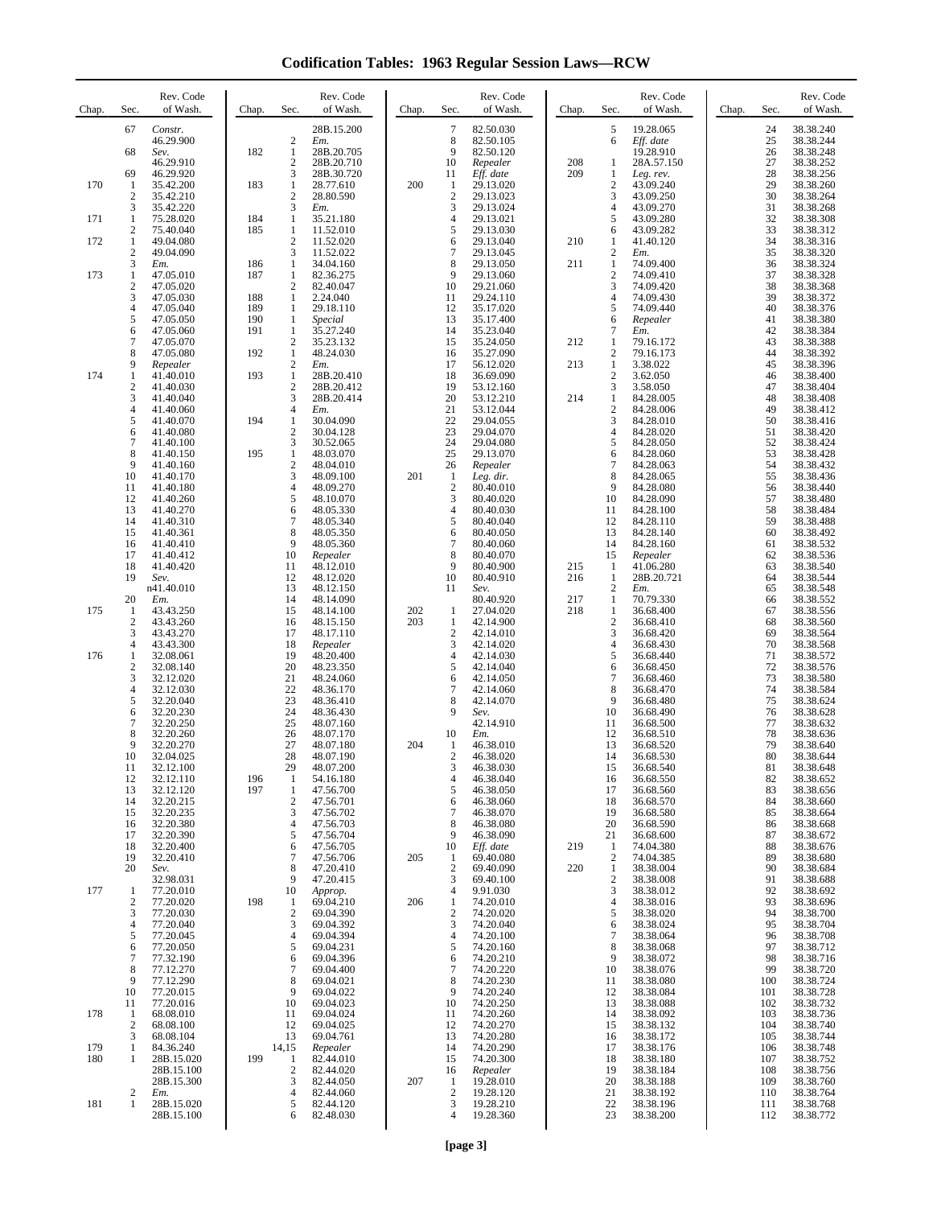# Codification Tables: 1963 Regular Session Laws—RCW

| Chap. | Sec. | Rev. Code of Wash. |
|---|---|---|
| | 67 | *Constr.* 46.29.900 |
| | 68 | *Sev.* 46.29.910 |
| | 69 | 46.29.920 |
| 170 | 1 | 35.42.200 |
| | 2 | 35.42.210 |
| | 3 | 35.42.220 |
| 171 | 1 | 75.28.020 |
| | 2 | 75.40.040 |
| 172 | 1 | 49.04.080 |
| | 2 | 49.04.090 |
| | 3 | *Em.* |
| 173 | 1 | 47.05.010 |
| | 2 | 47.05.020 |
| | 3 | 47.05.030 |
| | 4 | 47.05.040 |
| | 5 | 47.05.050 |
| | 6 | 47.05.060 |
| | 7 | 47.05.070 |
| | 8 | 47.05.080 |
| | 9 | *Repealer* |
| 174 | 1 | 41.40.010 |
| | 2 | 41.40.030 |
| | 3 | 41.40.040 |
| | 4 | 41.40.060 |
| | 5 | 41.40.070 |
| | 6 | 41.40.080 |
| | 7 | 41.40.100 |
| | 8 | 41.40.150 |
| | 9 | 41.40.160 |
| | 10 | 41.40.170 |
| | 11 | 41.40.180 |
| | 12 | 41.40.260 |
| | 13 | 41.40.270 |
| | 14 | 41.40.310 |
| | 15 | 41.40.361 |
| | 16 | 41.40.410 |
| | 17 | 41.40.412 |
| | 18 | 41.40.420 |
| | 19 | *Sev.* n41.40.010 |
| | 20 | *Em.* |
| 175 | 1 | 43.43.250 |
| | 2 | 43.43.260 |
| | 3 | 43.43.270 |
| | 4 | 43.43.300 |
| 176 | 1 | 32.08.061 |
| | 2 | 32.08.140 |
| | 3 | 32.12.020 |
| | 4 | 32.12.030 |
| | 5 | 32.20.040 |
| | 6 | 32.20.230 |
| | 7 | 32.20.250 |
| | 8 | 32.20.260 |
| | 9 | 32.20.270 |
| | 10 | 32.04.025 |
| | 11 | 32.12.100 |
| | 12 | 32.12.110 |
| | 13 | 32.12.120 |
| | 14 | 32.20.215 |
| | 15 | 32.20.235 |
| | 16 | 32.20.380 |
| | 17 | 32.20.390 |
| | 18 | 32.20.400 |
| | 19 | 32.20.410 |
| | 20 | *Sev.* 32.98.031 |
| 177 | 1 | 77.20.010 |
| | 2 | 77.20.020 |
| | 3 | 77.20.030 |
| | 4 | 77.20.040 |
| | 5 | 77.20.045 |
| | 6 | 77.20.050 |
| | 7 | 77.32.190 |
| | 8 | 77.12.270 |
| | 9 | 77.12.290 |
| | 10 | 77.20.015 |
| | 11 | 77.20.016 |
| 178 | 1 | 68.08.010 |
| | 2 | 68.08.100 |
| | 3 | 68.08.104 |
| 179 | 1 | 84.36.240 |
| 180 | 1 | 28B.15.020 28B.15.100 28B.15.300 |
| | 2 | *Em.* |
| 181 | 1 | 28B.15.020 28B.15.100 28B.15.200 |
| | 2 | *Em.* |
| 182 | 1 | 28B.20.705 |
| | 2 | 28B.20.710 |
| | 3 | 28B.30.720 |
| 183 | 1 | 28.77.610 |
| | 2 | 28.80.590 |
| | 3 | *Em.* |
| 184 | 1 | 35.21.180 |
| 185 | 1 | 11.52.010 |
| | 2 | 11.52.020 |
| | 3 | 11.52.022 |
| 186 | 1 | 34.04.160 |
| 187 | 1 | 82.36.275 |
| | 2 | 82.40.047 |
| 188 | 1 | 2.24.040 |
| 189 | 1 | 29.18.110 |
| 190 | 1 | *Special* |
| 191 | 1 | 35.27.240 |
| | 2 | 35.23.132 |
| 192 | 1 | 48.24.030 |
| | 2 | *Em.* |
| 193 | 1 | 28B.20.410 |
| | 2 | 28B.20.412 |
| | 3 | 28B.20.414 |
| | 4 | *Em.* |
| 194 | 1 | 30.04.090 |
| | 2 | 30.04.128 |
| | 3 | 30.52.065 |
| 195 | 1 | 48.03.070 |
| | 2 | 48.04.010 |
| | 3 | 48.09.100 |
| | 4 | 48.09.270 |
| | 5 | 48.10.070 |
| | 6 | 48.05.330 |
| | 7 | 48.05.340 |
| | 8 | 48.05.350 |
| | 9 | 48.05.360 |
| | 10 | *Repealer* |
| | 11 | 48.12.010 |
| | 12 | 48.12.020 |
| | 13 | 48.12.150 |
| | 14 | 48.14.090 |
| | 15 | 48.14.100 |
| | 16 | 48.15.150 |
| | 17 | 48.17.110 |
| | 18 | *Repealer* |
| | 19 | 48.20.400 |
| | 20 | 48.23.350 |
| | 21 | 48.24.060 |
| | 22 | 48.36.170 |
| | 23 | 48.36.410 |
| | 24 | 48.36.430 |
| | 25 | 48.07.160 |
| | 26 | 48.07.170 |
| | 27 | 48.07.180 |
| | 28 | 48.07.190 |
| | 29 | 48.07.200 |
| 196 | 1 | 54.16.180 |
| 197 | 1 | 47.56.700 |
| | 2 | 47.56.701 |
| | 3 | 47.56.702 |
| | 4 | 47.56.703 |
| | 5 | 47.56.704 |
| | 6 | 47.56.705 |
| | 7 | 47.56.706 |
| | 8 | 47.20.410 |
| | 9 | 47.20.415 |
| | 10 | *Approp.* |
| 198 | 1 | 69.04.210 |
| | 2 | 69.04.390 |
| | 3 | 69.04.392 |
| | 4 | 69.04.394 |
| | 5 | 69.04.231 |
| | 6 | 69.04.396 |
| | 7 | 69.04.400 |
| | 8 | 69.04.021 |
| | 9 | 69.04.022 |
| | 10 | 69.04.023 |
| | 11 | 69.04.024 |
| | 12 | 69.04.025 |
| | 13 | 69.04.761 |
| | 14,15 | *Repealer* |
| 199 | 1 | 82.44.010 |
| | 2 | 82.44.020 |
| | 3 | 82.44.050 |
| | 4 | 82.44.060 |
| | 5 | 82.44.120 |
| | 6 | 82.48.030 |
| | 7 | 82.50.030 |
| | 8 | 82.50.105 |
| | 9 | 82.50.120 |
| | 10 | *Repealer* |
| | 11 | *Eff. date* |
| 200 | 1 | 29.13.020 |
| | 2 | 29.13.023 |
| | 3 | 29.13.024 |
| | 4 | 29.13.021 |
| | 5 | 29.13.030 |
| | 6 | 29.13.040 |
| | 7 | 29.13.045 |
| | 8 | 29.13.050 |
| | 9 | 29.13.060 |
| | 10 | 29.21.060 |
| | 11 | 29.24.110 |
| | 12 | 35.17.020 |
| | 13 | 35.17.400 |
| | 14 | 35.23.040 |
| | 15 | 35.24.050 |
| | 16 | 35.27.090 |
| | 17 | 56.12.020 |
| | 18 | 36.69.090 |
| | 19 | 53.12.160 |
| | 20 | 53.12.210 |
| | 21 | 53.12.044 |
| | 22 | 29.04.055 |
| | 23 | 29.04.070 |
| | 24 | 29.04.080 |
| | 25 | 29.13.070 |
| | 26 | *Repealer* |
| 201 | 1 | *Leg. dir.* |
| | 2 | 80.40.010 |
| | 3 | 80.40.020 |
| | 4 | 80.40.030 |
| | 5 | 80.40.040 |
| | 6 | 80.40.050 |
| | 7 | 80.40.060 |
| | 8 | 80.40.070 |
| | 9 | 80.40.900 |
| | 10 | 80.40.910 |
| | 11 | *Sev.* 80.40.920 |
| 202 | 1 | 27.04.020 |
| 203 | 1 | 42.14.900 |
| | 2 | 42.14.010 |
| | 3 | 42.14.020 |
| | 4 | 42.14.030 |
| | 5 | 42.14.040 |
| | 6 | 42.14.050 |
| | 7 | 42.14.060 |
| | 8 | 42.14.070 |
| | 9 | *Sev.* 42.14.910 |
| | 10 | *Em.* |
| 204 | 1 | 46.38.010 |
| | 2 | 46.38.020 |
| | 3 | 46.38.030 |
| | 4 | 46.38.040 |
| | 5 | 46.38.050 |
| | 6 | 46.38.060 |
| | 7 | 46.38.070 |
| | 8 | 46.38.080 |
| | 9 | 46.38.090 |
| | 10 | *Eff. date* |
| 205 | 1 | 69.40.080 |
| | 2 | 69.40.090 |
| | 3 | 69.40.100 |
| | 4 | 9.91.030 |
| 206 | 1 | 74.20.010 |
| | 2 | 74.20.020 |
| | 3 | 74.20.040 |
| | 4 | 74.20.100 |
| | 5 | 74.20.160 |
| | 6 | 74.20.210 |
| | 7 | 74.20.220 |
| | 8 | 74.20.230 |
| | 9 | 74.20.240 |
| | 10 | 74.20.250 |
| | 11 | 74.20.260 |
| | 12 | 74.20.270 |
| | 13 | 74.20.280 |
| | 14 | 74.20.290 |
| | 15 | 74.20.300 |
| | 16 | *Repealer* |
| 207 | 1 | 19.28.010 |
| | 2 | 19.28.120 |
| | 3 | 19.28.210 |
| | 4 | 19.28.360 |
| | 5 | 19.28.065 |
| | 6 | *Eff. date* 19.28.910 |
| 208 | 1 | 28A.57.150 |
| 209 | 1 | *Leg. rev.* |
| | 2 | 43.09.240 |
| | 3 | 43.09.250 |
| | 4 | 43.09.270 |
| | 5 | 43.09.280 |
| | 6 | 43.09.282 |
| 210 | 1 | 41.40.120 |
| | 2 | *Em.* |
| 211 | 1 | 74.09.400 |
| | 2 | 74.09.410 |
| | 3 | 74.09.420 |
| | 4 | 74.09.430 |
| | 5 | 74.09.440 |
| | 6 | *Repealer* |
| | 7 | *Em.* |
| 212 | 1 | 79.16.172 |
| | 2 | 79.16.173 |
| 213 | 1 | 3.38.022 |
| | 2 | 3.62.050 |
| | 3 | 3.58.050 |
| 214 | 1 | 84.28.005 |
| | 2 | 84.28.006 |
| | 3 | 84.28.010 |
| | 4 | 84.28.020 |
| | 5 | 84.28.050 |
| | 6 | 84.28.060 |
| | 7 | 84.28.063 |
| | 8 | 84.28.065 |
| | 9 | 84.28.080 |
| | 10 | 84.28.090 |
| | 11 | 84.28.100 |
| | 12 | 84.28.110 |
| | 13 | 84.28.140 |
| | 14 | 84.28.160 |
| | 15 | *Repealer* |
| 215 | 1 | 41.06.280 |
| 216 | 1 | 28B.20.721 |
| | 2 | *Em.* |
| 217 | 1 | 70.79.330 |
| 218 | 1 | 36.68.400 |
| | 2 | 36.68.410 |
| | 3 | 36.68.420 |
| | 4 | 36.68.430 |
| | 5 | 36.68.440 |
| | 6 | 36.68.450 |
| | 7 | 36.68.460 |
| | 8 | 36.68.470 |
| | 9 | 36.68.480 |
| | 10 | 36.68.490 |
| | 11 | 36.68.500 |
| | 12 | 36.68.510 |
| | 13 | 36.68.520 |
| | 14 | 36.68.530 |
| | 15 | 36.68.540 |
| | 16 | 36.68.550 |
| | 17 | 36.68.560 |
| | 18 | 36.68.570 |
| | 19 | 36.68.580 |
| | 20 | 36.68.590 |
| | 21 | 36.68.600 |
| 219 | 1 | 74.04.380 |
| | 2 | 74.04.385 |
| 220 | 1 | 38.38.004 |
| | 2 | 38.38.008 |
| | 3 | 38.38.012 |
| | 4 | 38.38.016 |
| | 5 | 38.38.020 |
| | 6 | 38.38.024 |
| | 7 | 38.38.064 |
| | 8 | 38.38.068 |
| | 9 | 38.38.072 |
| | 10 | 38.38.076 |
| | 11 | 38.38.080 |
| | 12 | 38.38.084 |
| | 13 | 38.38.088 |
| | 14 | 38.38.092 |
| | 15 | 38.38.132 |
| | 16 | 38.38.172 |
| | 17 | 38.38.176 |
| | 18 | 38.38.180 |
| | 19 | 38.38.184 |
| | 20 | 38.38.188 |
| | 21 | 38.38.192 |
| | 22 | 38.38.196 |
| | 23 | 38.38.200 |
| | 24 | 38.38.240 |
| | 25 | 38.38.244 |
| | 26 | 38.38.248 |
| | 27 | 38.38.252 |
| | 28 | 38.38.256 |
| | 29 | 38.38.260 |
| | 30 | 38.38.264 |
| | 31 | 38.38.268 |
| | 32 | 38.38.308 |
| | 33 | 38.38.312 |
| | 34 | 38.38.316 |
| | 35 | 38.38.320 |
| | 36 | 38.38.324 |
| | 37 | 38.38.328 |
| | 38 | 38.38.368 |
| | 39 | 38.38.372 |
| | 40 | 38.38.376 |
| | 41 | 38.38.380 |
| | 42 | 38.38.384 |
| | 43 | 38.38.388 |
| | 44 | 38.38.392 |
| | 45 | 38.38.396 |
| | 46 | 38.38.400 |
| | 47 | 38.38.404 |
| | 48 | 38.38.408 |
| | 49 | 38.38.412 |
| | 50 | 38.38.416 |
| | 51 | 38.38.420 |
| | 52 | 38.38.424 |
| | 53 | 38.38.428 |
| | 54 | 38.38.432 |
| | 55 | 38.38.436 |
| | 56 | 38.38.440 |
| | 57 | 38.38.480 |
| | 58 | 38.38.484 |
| | 59 | 38.38.488 |
| | 60 | 38.38.492 |
| | 61 | 38.38.532 |
| | 62 | 38.38.536 |
| | 63 | 38.38.540 |
| | 64 | 38.38.544 |
| | 65 | 38.38.548 |
| | 66 | 38.38.552 |
| | 67 | 38.38.556 |
| | 68 | 38.38.560 |
| | 69 | 38.38.564 |
| | 70 | 38.38.568 |
| | 71 | 38.38.572 |
| | 72 | 38.38.576 |
| | 73 | 38.38.580 |
| | 74 | 38.38.584 |
| | 75 | 38.38.624 |
| | 76 | 38.38.628 |
| | 77 | 38.38.632 |
| | 78 | 38.38.636 |
| | 79 | 38.38.640 |
| | 80 | 38.38.644 |
| | 81 | 38.38.648 |
| | 82 | 38.38.652 |
| | 83 | 38.38.656 |
| | 84 | 38.38.660 |
| | 85 | 38.38.664 |
| | 86 | 38.38.668 |
| | 87 | 38.38.672 |
| | 88 | 38.38.676 |
| | 89 | 38.38.680 |
| | 90 | 38.38.684 |
| | 91 | 38.38.688 |
| | 92 | 38.38.692 |
| | 93 | 38.38.696 |
| | 94 | 38.38.700 |
| | 95 | 38.38.704 |
| | 96 | 38.38.708 |
| | 97 | 38.38.712 |
| | 98 | 38.38.716 |
| | 99 | 38.38.720 |
| | 100 | 38.38.724 |
| | 101 | 38.38.728 |
| | 102 | 38.38.732 |
| | 103 | 38.38.736 |
| | 104 | 38.38.740 |
| | 105 | 38.38.744 |
| | 106 | 38.38.748 |
| | 107 | 38.38.752 |
| | 108 | 38.38.756 |
| | 109 | 38.38.760 |
| | 110 | 38.38.764 |
| | 111 | 38.38.768 |
| | 112 | 38.38.772 |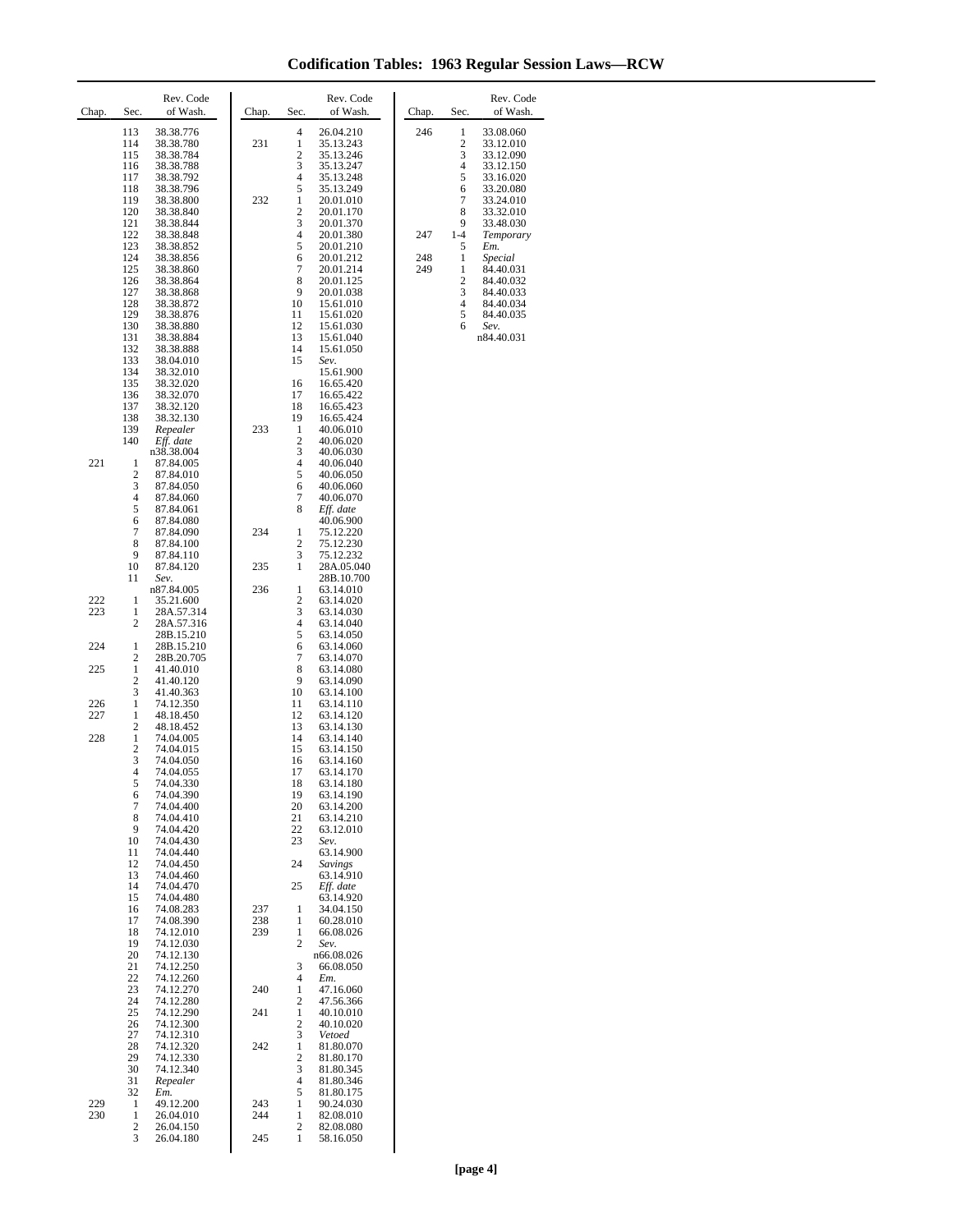# Codification Tables: 1963 Regular Session Laws—RCW

| Chap. | Sec. | Rev. Code of Wash. |
|---|---|---|
| | 113 | 38.38.776 |
| | 114 | 38.38.780 |
| | 115 | 38.38.784 |
| | 116 | 38.38.788 |
| | 117 | 38.38.792 |
| | 118 | 38.38.796 |
| | 119 | 38.38.800 |
| | 120 | 38.38.840 |
| | 121 | 38.38.844 |
| | 122 | 38.38.848 |
| | 123 | 38.38.852 |
| | 124 | 38.38.856 |
| | 125 | 38.38.860 |
| | 126 | 38.38.864 |
| | 127 | 38.38.868 |
| | 128 | 38.38.872 |
| | 129 | 38.38.876 |
| | 130 | 38.38.880 |
| | 131 | 38.38.884 |
| | 132 | 38.38.888 |
| | 133 | 38.04.010 |
| | 134 | 38.32.010 |
| | 135 | 38.32.020 |
| | 136 | 38.32.070 |
| | 137 | 38.32.120 |
| | 138 | 38.32.130 |
| | 139 | *Repealer* |
| | 140 | *Eff. date* n38.38.004 |
| 221 | 1 | 87.84.005 |
| | 2 | 87.84.010 |
| | 3 | 87.84.050 |
| | 4 | 87.84.060 |
| | 5 | 87.84.061 |
| | 6 | 87.84.080 |
| | 7 | 87.84.090 |
| | 8 | 87.84.100 |
| | 9 | 87.84.110 |
| | 10 | 87.84.120 |
| | 11 | *Sev.* n87.84.005 |
| 222 | 1 | 35.21.600 |
| 223 | 1 | 28A.57.314 |
| | 2 | 28A.57.316 28B.15.210 |
| 224 | 1 | 28B.15.210 |
| | 2 | 28B.20.705 |
| 225 | 1 | 41.40.010 |
| | 2 | 41.40.120 |
| | 3 | 41.40.363 |
| 226 | 1 | 74.12.350 |
| 227 | 1 | 48.18.450 |
| | 2 | 48.18.452 |
| 228 | 1 | 74.04.005 |
| | 2 | 74.04.015 |
| | 3 | 74.04.050 |
| | 4 | 74.04.055 |
| | 5 | 74.04.330 |
| | 6 | 74.04.390 |
| | 7 | 74.04.400 |
| | 8 | 74.04.410 |
| | 9 | 74.04.420 |
| | 10 | 74.04.430 |
| | 11 | 74.04.440 |
| | 12 | 74.04.450 |
| | 13 | 74.04.460 |
| | 14 | 74.04.470 |
| | 15 | 74.04.480 |
| | 16 | 74.08.283 |
| | 17 | 74.08.390 |
| | 18 | 74.12.010 |
| | 19 | 74.12.030 |
| | 20 | 74.12.130 |
| | 21 | 74.12.250 |
| | 22 | 74.12.260 |
| | 23 | 74.12.270 |
| | 24 | 74.12.280 |
| | 25 | 74.12.290 |
| | 26 | 74.12.300 |
| | 27 | 74.12.310 |
| | 28 | 74.12.320 |
| | 29 | 74.12.330 |
| | 30 | 74.12.340 |
| | 31 | *Repealer* |
| | 32 | *Em.* |
| 229 | 1 | 49.12.200 |
| 230 | 1 | 26.04.010 |
| | 2 | 26.04.150 |
| | 3 | 26.04.180 |
| | 4 | 26.04.210 |
| 231 | 1 | 35.13.243 |
| | 2 | 35.13.246 |
| | 3 | 35.13.247 |
| | 4 | 35.13.248 |
| | 5 | 35.13.249 |
| 232 | 1 | 20.01.010 |
| | 2 | 20.01.170 |
| | 3 | 20.01.370 |
| | 4 | 20.01.380 |
| | 5 | 20.01.210 |
| | 6 | 20.01.212 |
| | 7 | 20.01.214 |
| | 8 | 20.01.125 |
| | 9 | 20.01.038 |
| | 10 | 15.61.010 |
| | 11 | 15.61.020 |
| | 12 | 15.61.030 |
| | 13 | 15.61.040 |
| | 14 | 15.61.050 |
| | 15 | *Sev.* 15.61.900 |
| | 16 | 16.65.420 |
| | 17 | 16.65.422 |
| | 18 | 16.65.423 |
| | 19 | 16.65.424 |
| 233 | 1 | 40.06.010 |
| | 2 | 40.06.020 |
| | 3 | 40.06.030 |
| | 4 | 40.06.040 |
| | 5 | 40.06.050 |
| | 6 | 40.06.060 |
| | 7 | 40.06.070 |
| | 8 | *Eff. date* 40.06.900 |
| 234 | 1 | 75.12.220 |
| | 2 | 75.12.230 |
| | 3 | 75.12.232 |
| 235 | 1 | 28A.05.040 28B.10.700 |
| 236 | 1 | 63.14.010 |
| | 2 | 63.14.020 |
| | 3 | 63.14.030 |
| | 4 | 63.14.040 |
| | 5 | 63.14.050 |
| | 6 | 63.14.060 |
| | 7 | 63.14.070 |
| | 8 | 63.14.080 |
| | 9 | 63.14.090 |
| | 10 | 63.14.100 |
| | 11 | 63.14.110 |
| | 12 | 63.14.120 |
| | 13 | 63.14.130 |
| | 14 | 63.14.140 |
| | 15 | 63.14.150 |
| | 16 | 63.14.160 |
| | 17 | 63.14.170 |
| | 18 | 63.14.180 |
| | 19 | 63.14.190 |
| | 20 | 63.14.200 |
| | 21 | 63.14.210 |
| | 22 | 63.12.010 |
| | 23 | *Sev.* 63.14.900 |
| | 24 | *Savings* 63.14.910 |
| | 25 | *Eff. date* 63.14.920 |
| 237 | 1 | 34.04.150 |
| 238 | 1 | 60.28.010 |
| 239 | 1 | 66.08.026 |
| | 2 | *Sev.* n66.08.026 |
| | 3 | 66.08.050 |
| | 4 | *Em.* |
| 240 | 1 | 47.16.060 |
| | 2 | 47.56.366 |
| 241 | 1 | 40.10.010 |
| | 2 | 40.10.020 |
| | 3 | *Vetoed* |
| 242 | 1 | 81.80.070 |
| | 2 | 81.80.170 |
| | 3 | 81.80.345 |
| | 4 | 81.80.346 |
| | 5 | 81.80.175 |
| 243 | 1 | 90.24.030 |
| 244 | 1 | 82.08.010 |
| | 2 | 82.08.080 |
| 245 | 1 | 58.16.050 |
| 246 | 1 | 33.08.060 |
| | 2 | 33.12.010 |
| | 3 | 33.12.090 |
| | 4 | 33.12.150 |
| | 5 | 33.16.020 |
| | 6 | 33.20.080 |
| | 7 | 33.24.010 |
| | 8 | 33.32.010 |
| | 9 | 33.48.030 |
| 247 | 1-4 | *Temporary* |
| | 5 | *Em.* |
| 248 | 1 | *Special* |
| 249 | 1 | 84.40.031 |
| | 2 | 84.40.032 |
| | 3 | 84.40.033 |
| | 4 | 84.40.034 |
| | 5 | 84.40.035 |
| | 6 | *Sev.* n84.40.031 |